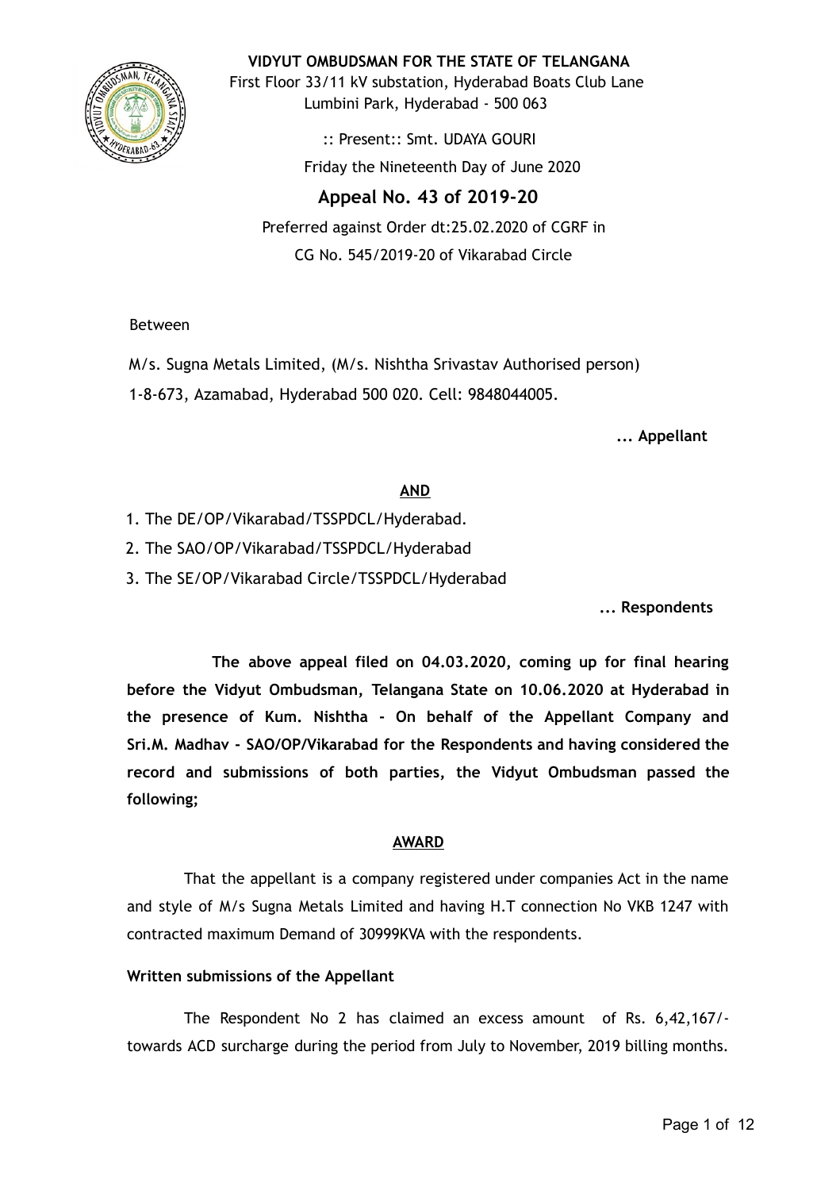**VIDYUT OMBUDSMAN FOR THE STATE OF TELANGANA**

First Floor 33/11 kV substation, Hyderabad Boats Club Lane
Lumbini Park, Hyderabad - 500 063

:: Present:: Smt. UDAYA GOURI

Friday the Nineteenth Day of June 2020

# Appeal No. 43 of 2019-20

Preferred against Order dt:25.02.2020 of CGRF in
CG No. 545/2019-20 of Vikarabad Circle

Between

M/s. Sugna Metals Limited, (M/s. Nishtha Srivastav Authorised person)
1-8-673, Azamabad, Hyderabad 500 020. Cell: 9848044005.

**... Appellant**

**AND**

1. The DE/OP/Vikarabad/TSSPDCL/Hyderabad.
2. The SAO/OP/Vikarabad/TSSPDCL/Hyderabad
3. The SE/OP/Vikarabad Circle/TSSPDCL/Hyderabad

**... Respondents**

**The above appeal filed on 04.03.2020, coming up for final hearing before the Vidyut Ombudsman, Telangana State on 10.06.2020 at Hyderabad in the presence of Kum. Nishtha - On behalf of the Appellant Company and Sri.M. Madhav - SAO/OP/Vikarabad for the Respondents and having considered the record and submissions of both parties, the Vidyut Ombudsman passed the following;**

**AWARD**

That the appellant is a company registered under companies Act in the name and style of M/s Sugna Metals Limited and having H.T connection No VKB 1247 with contracted maximum Demand of 30999KVA with the respondents.

**Written submissions of the Appellant**

The Respondent No 2 has claimed an excess amount of Rs. 6,42,167/- towards ACD surcharge during the period from July to November, 2019 billing months.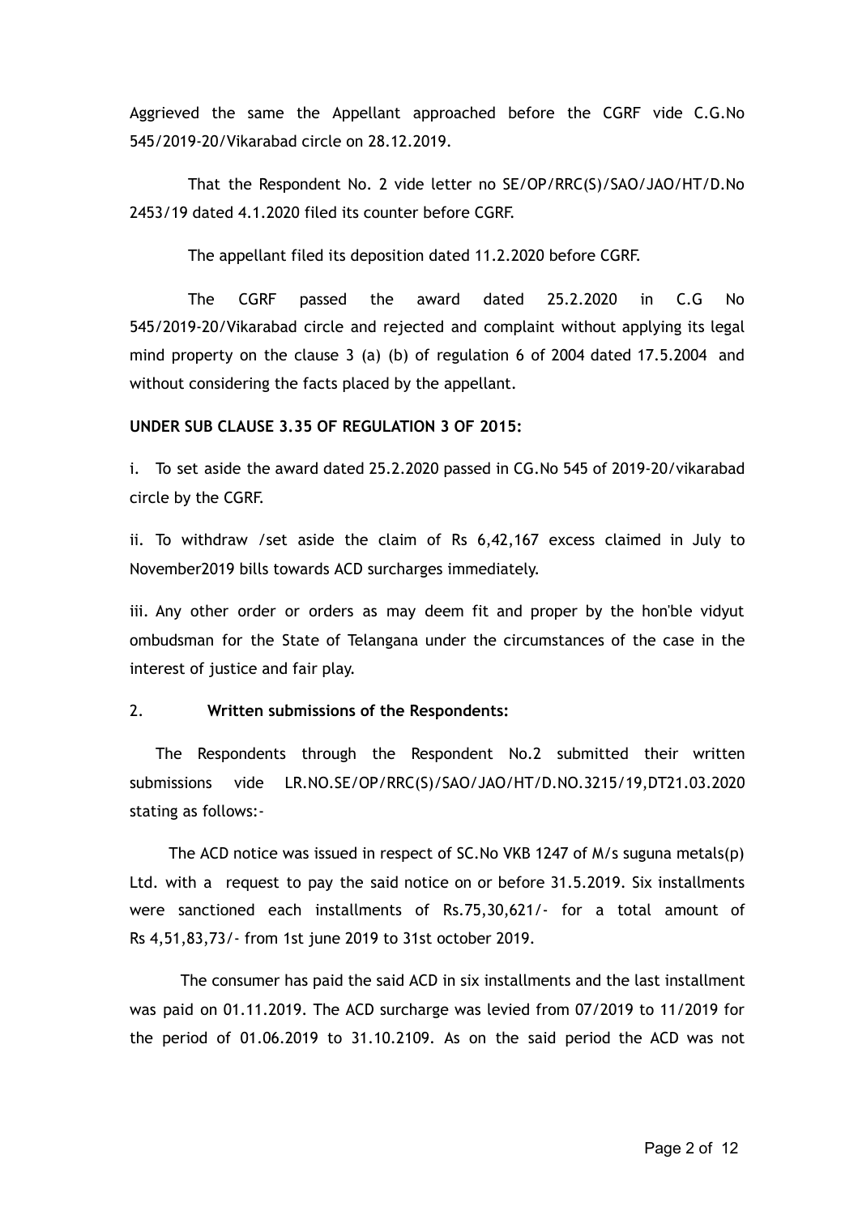Aggrieved the same the Appellant approached before the CGRF vide C.G.No 545/2019-20/Vikarabad circle on 28.12.2019.

That the Respondent No. 2 vide letter no SE/OP/RRC(S)/SAO/JAO/HT/D.No 2453/19 dated 4.1.2020 filed its counter before CGRF.

The appellant filed its deposition dated 11.2.2020 before CGRF.

The CGRF passed the award dated 25.2.2020 in C.G No 545/2019-20/Vikarabad circle and rejected and complaint without applying its legal mind property on the clause 3 (a) (b) of regulation 6 of 2004 dated 17.5.2004 and without considering the facts placed by the appellant.

**UNDER SUB CLAUSE 3.35 OF REGULATION 3 OF 2015:**

i. To set aside the award dated 25.2.2020 passed in CG.No 545 of 2019-20/vikarabad circle by the CGRF.

ii. To withdraw /set aside the claim of Rs 6,42,167 excess claimed in July to November2019 bills towards ACD surcharges immediately.

iii. Any other order or orders as may deem fit and proper by the hon'ble vidyut ombudsman for the State of Telangana under the circumstances of the case in the interest of justice and fair play.

2. **Written submissions of the Respondents:**

The Respondents through the Respondent No.2 submitted their written submissions vide LR.NO.SE/OP/RRC(S)/SAO/JAO/HT/D.NO.3215/19,DT21.03.2020 stating as follows:-

The ACD notice was issued in respect of SC.No VKB 1247 of M/s suguna metals(p) Ltd. with a request to pay the said notice on or before 31.5.2019. Six installments were sanctioned each installments of Rs.75,30,621/- for a total amount of Rs 4,51,83,73/- from 1st june 2019 to 31st october 2019.

The consumer has paid the said ACD in six installments and the last installment was paid on 01.11.2019. The ACD surcharge was levied from 07/2019 to 11/2019 for the period of 01.06.2019 to 31.10.2109. As on the said period the ACD was not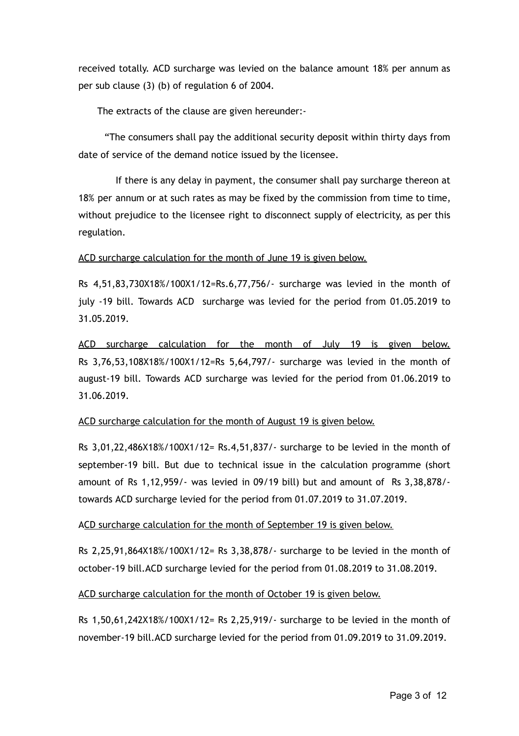received totally. ACD surcharge was levied on the balance amount 18% per annum as per sub clause (3) (b) of regulation 6 of 2004.

The extracts of the clause are given hereunder:-

"The consumers shall pay the additional security deposit within thirty days from date of service of the demand notice issued by the licensee.

If there is any delay in payment, the consumer shall pay surcharge thereon at 18% per annum or at such rates as may be fixed by the commission from time to time, without prejudice to the licensee right to disconnect supply of electricity, as per this regulation.

<u>ACD surcharge calculation for the month of June 19 is given below.</u>

Rs 4,51,83,730X18%/100X1/12=Rs.6,77,756/- surcharge was levied in the month of july -19 bill. Towards ACD surcharge was levied for the period from 01.05.2019 to 31.05.2019.

<u>ACD surcharge calculation for the month of July 19 is given below.</u>
Rs 3,76,53,108X18%/100X1/12=Rs 5,64,797/- surcharge was levied in the month of august-19 bill. Towards ACD surcharge was levied for the period from 01.06.2019 to 31.06.2019.

<u>ACD surcharge calculation for the month of August 19 is given below.</u>

Rs 3,01,22,486X18%/100X1/12= Rs.4,51,837/- surcharge to be levied in the month of september-19 bill. But due to technical issue in the calculation programme (short amount of Rs 1,12,959/- was levied in 09/19 bill) but and amount of Rs 3,38,878/- towards ACD surcharge levied for the period from 01.07.2019 to 31.07.2019.

<u>ACD surcharge calculation for the month of September 19 is given below.</u>

Rs 2,25,91,864X18%/100X1/12= Rs 3,38,878/- surcharge to be levied in the month of october-19 bill.ACD surcharge levied for the period from 01.08.2019 to 31.08.2019.

<u>ACD surcharge calculation for the month of October 19 is given below.</u>

Rs 1,50,61,242X18%/100X1/12= Rs 2,25,919/- surcharge to be levied in the month of november-19 bill.ACD surcharge levied for the period from 01.09.2019 to 31.09.2019.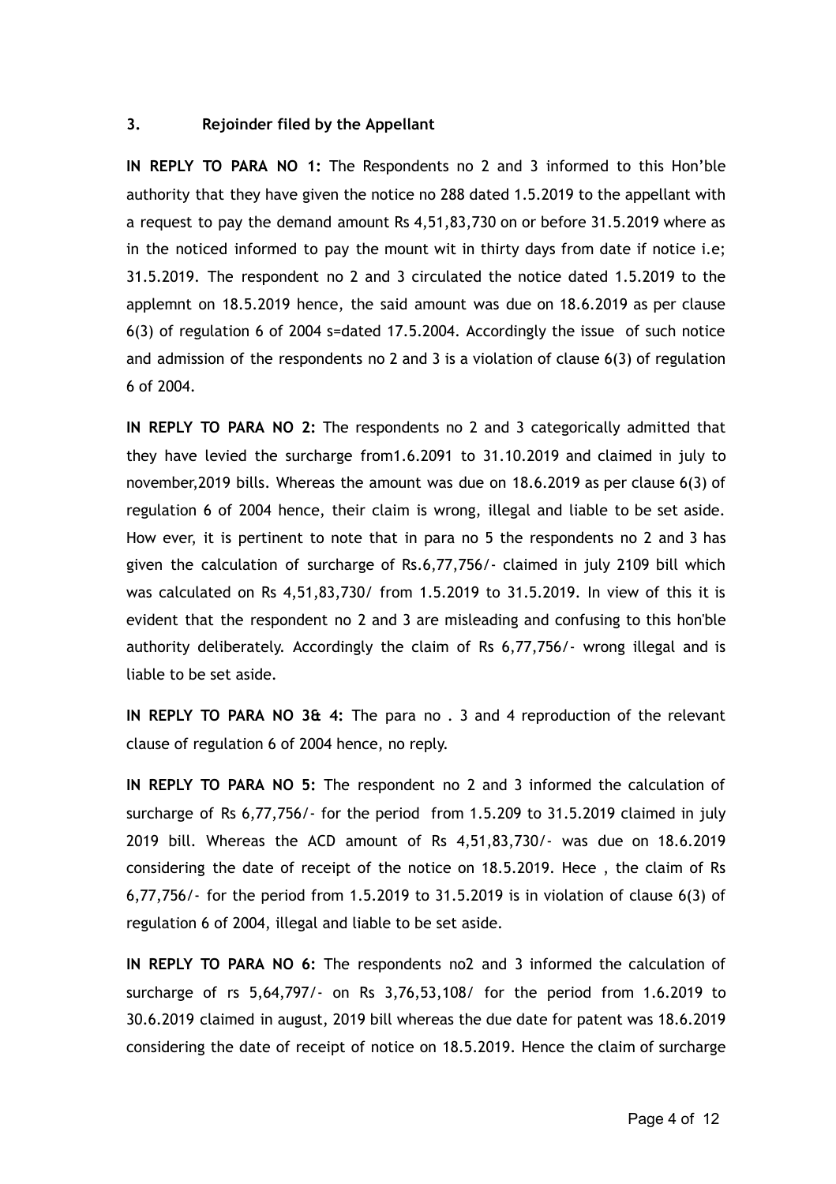### 3. Rejoinder filed by the Appellant

**IN REPLY TO PARA NO 1:** The Respondents no 2 and 3 informed to this Hon'ble authority that they have given the notice no 288 dated 1.5.2019 to the appellant with a request to pay the demand amount Rs 4,51,83,730 on or before 31.5.2019 where as in the noticed informed to pay the mount wit in thirty days from date if notice i.e; 31.5.2019. The respondent no 2 and 3 circulated the notice dated 1.5.2019 to the applemnt on 18.5.2019 hence, the said amount was due on 18.6.2019 as per clause 6(3) of regulation 6 of 2004 s=dated 17.5.2004. Accordingly the issue of such notice and admission of the respondents no 2 and 3 is a violation of clause 6(3) of regulation 6 of 2004.

**IN REPLY TO PARA NO 2:** The respondents no 2 and 3 categorically admitted that they have levied the surcharge from1.6.2091 to 31.10.2019 and claimed in july to november,2019 bills. Whereas the amount was due on 18.6.2019 as per clause 6(3) of regulation 6 of 2004 hence, their claim is wrong, illegal and liable to be set aside. How ever, it is pertinent to note that in para no 5 the respondents no 2 and 3 has given the calculation of surcharge of Rs.6,77,756/- claimed in july 2109 bill which was calculated on Rs 4,51,83,730/ from 1.5.2019 to 31.5.2019. In view of this it is evident that the respondent no 2 and 3 are misleading and confusing to this hon'ble authority deliberately. Accordingly the claim of Rs 6,77,756/- wrong illegal and is liable to be set aside.

**IN REPLY TO PARA NO 3& 4:** The para no . 3 and 4 reproduction of the relevant clause of regulation 6 of 2004 hence, no reply.

**IN REPLY TO PARA NO 5:** The respondent no 2 and 3 informed the calculation of surcharge of Rs 6,77,756/- for the period from 1.5.209 to 31.5.2019 claimed in july 2019 bill. Whereas the ACD amount of Rs 4,51,83,730/- was due on 18.6.2019 considering the date of receipt of the notice on 18.5.2019. Hece , the claim of Rs 6,77,756/- for the period from 1.5.2019 to 31.5.2019 is in violation of clause 6(3) of regulation 6 of 2004, illegal and liable to be set aside.

**IN REPLY TO PARA NO 6:** The respondents no2 and 3 informed the calculation of surcharge of rs 5,64,797/- on Rs 3,76,53,108/ for the period from 1.6.2019 to 30.6.2019 claimed in august, 2019 bill whereas the due date for patent was 18.6.2019 considering the date of receipt of notice on 18.5.2019. Hence the claim of surcharge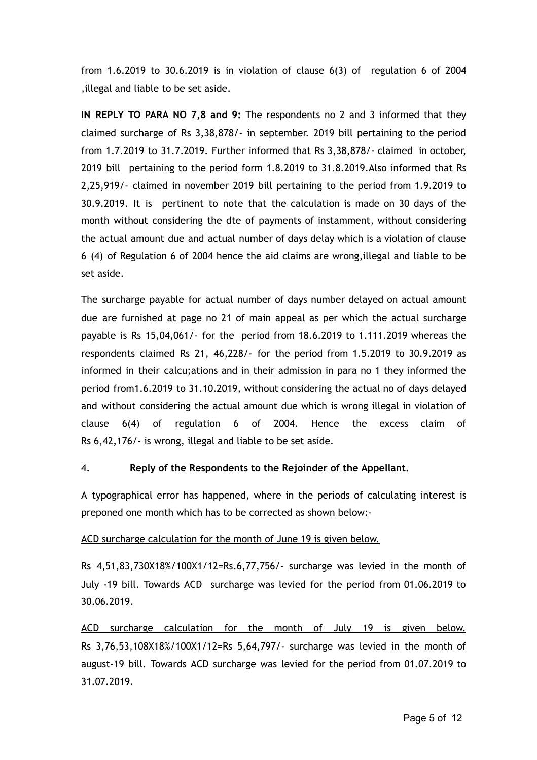from 1.6.2019 to 30.6.2019 is in violation of clause 6(3) of regulation 6 of 2004 ,illegal and liable to be set aside.

**IN REPLY TO PARA NO 7,8 and 9:** The respondents no 2 and 3 informed that they claimed surcharge of Rs 3,38,878/- in september. 2019 bill pertaining to the period from 1.7.2019 to 31.7.2019. Further informed that Rs 3,38,878/- claimed in october, 2019 bill pertaining to the period form 1.8.2019 to 31.8.2019.Also informed that Rs 2,25,919/- claimed in november 2019 bill pertaining to the period from 1.9.2019 to 30.9.2019. It is pertinent to note that the calculation is made on 30 days of the month without considering the dte of payments of instamment, without considering the actual amount due and actual number of days delay which is a violation of clause 6 (4) of Regulation 6 of 2004 hence the aid claims are wrong,illegal and liable to be set aside.

The surcharge payable for actual number of days number delayed on actual amount due are furnished at page no 21 of main appeal as per which the actual surcharge payable is Rs 15,04,061/- for the period from 18.6.2019 to 1.111.2019 whereas the respondents claimed Rs 21, 46,228/- for the period from 1.5.2019 to 30.9.2019 as informed in their calcu;ations and in their admission in para no 1 they informed the period from1.6.2019 to 31.10.2019, without considering the actual no of days delayed and without considering the actual amount due which is wrong illegal in violation of clause 6(4) of regulation 6 of 2004. Hence the excess claim of Rs 6,42,176/- is wrong, illegal and liable to be set aside.

4. **Reply of the Respondents to the Rejoinder of the Appellant.**

A typographical error has happened, where in the periods of calculating interest is preponed one month which has to be corrected as shown below:-

<u>ACD surcharge calculation for the month of June 19 is given below.</u>

Rs 4,51,83,730X18%/100X1/12=Rs.6,77,756/- surcharge was levied in the month of July -19 bill. Towards ACD surcharge was levied for the period from 01.06.2019 to 30.06.2019.

<u>ACD surcharge calculation for the month of July 19 is given below.</u>
Rs 3,76,53,108X18%/100X1/12=Rs 5,64,797/- surcharge was levied in the month of august-19 bill. Towards ACD surcharge was levied for the period from 01.07.2019 to 31.07.2019.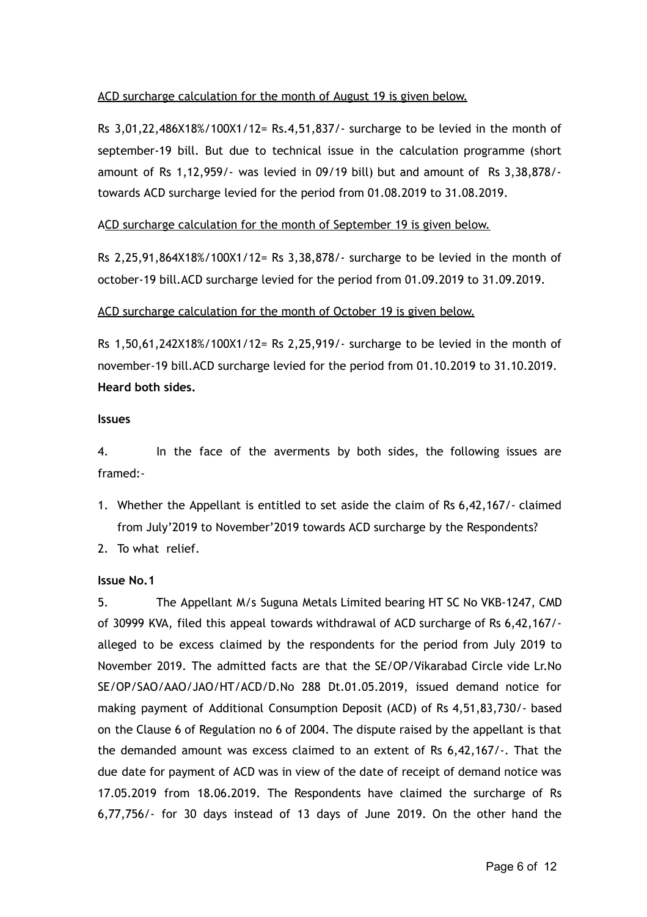ACD surcharge calculation for the month of August 19 is given below.

Rs 3,01,22,486X18%/100X1/12= Rs.4,51,837/- surcharge to be levied in the month of september-19 bill. But due to technical issue in the calculation programme (short amount of Rs 1,12,959/- was levied in 09/19 bill) but and amount of Rs 3,38,878/- towards ACD surcharge levied for the period from 01.08.2019 to 31.08.2019.

ACD surcharge calculation for the month of September 19 is given below.

Rs 2,25,91,864X18%/100X1/12= Rs 3,38,878/- surcharge to be levied in the month of october-19 bill.ACD surcharge levied for the period from 01.09.2019 to 31.09.2019.

ACD surcharge calculation for the month of October 19 is given below.

Rs 1,50,61,242X18%/100X1/12= Rs 2,25,919/- surcharge to be levied in the month of november-19 bill.ACD surcharge levied for the period from 01.10.2019 to 31.10.2019.

**Heard both sides.**

**Issues**

4. In the face of the averments by both sides, the following issues are framed:-

1. Whether the Appellant is entitled to set aside the claim of Rs 6,42,167/- claimed from July'2019 to November'2019 towards ACD surcharge by the Respondents?
2. To what relief.

**Issue No.1**

5. The Appellant M/s Suguna Metals Limited bearing HT SC No VKB-1247, CMD of 30999 KVA, filed this appeal towards withdrawal of ACD surcharge of Rs 6,42,167/- alleged to be excess claimed by the respondents for the period from July 2019 to November 2019. The admitted facts are that the SE/OP/Vikarabad Circle vide Lr.No SE/OP/SAO/AAO/JAO/HT/ACD/D.No 288 Dt.01.05.2019, issued demand notice for making payment of Additional Consumption Deposit (ACD) of Rs 4,51,83,730/- based on the Clause 6 of Regulation no 6 of 2004. The dispute raised by the appellant is that the demanded amount was excess claimed to an extent of Rs 6,42,167/-. That the due date for payment of ACD was in view of the date of receipt of demand notice was 17.05.2019 from 18.06.2019. The Respondents have claimed the surcharge of Rs 6,77,756/- for 30 days instead of 13 days of June 2019. On the other hand the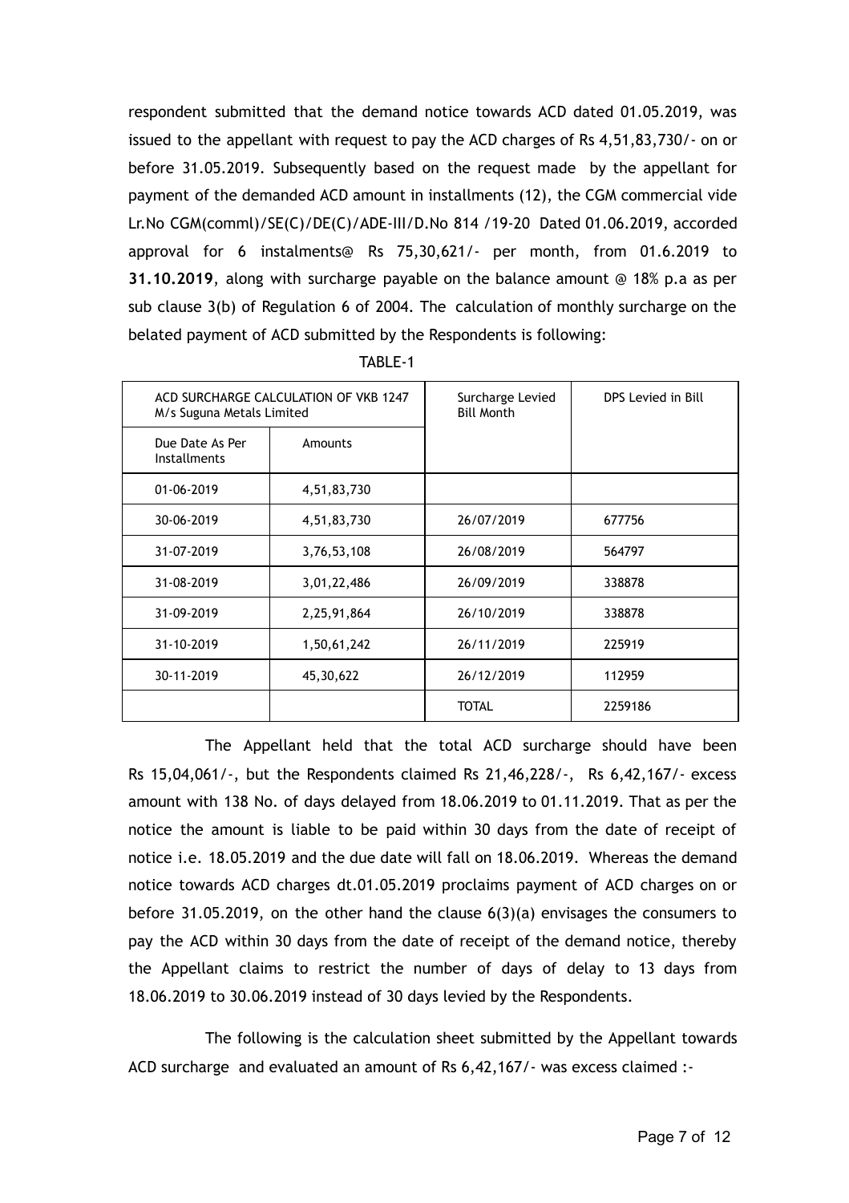respondent submitted that the demand notice towards ACD dated 01.05.2019, was issued to the appellant with request to pay the ACD charges of Rs 4,51,83,730/- on or before 31.05.2019. Subsequently based on the request made by the appellant for payment of the demanded ACD amount in installments (12), the CGM commercial vide Lr.No CGM(comml)/SE(C)/DE(C)/ADE-III/D.No 814 /19-20 Dated 01.06.2019, accorded approval for 6 instalments@ Rs 75,30,621/- per month, from 01.6.2019 to **31.10.2019**, along with surcharge payable on the balance amount @ 18% p.a as per sub clause 3(b) of Regulation 6 of 2004. The calculation of monthly surcharge on the belated payment of ACD submitted by the Respondents is following:

TABLE-1

| ACD SURCHARGE CALCULATION OF VKB 1247 M/s Suguna Metals Limited | | Surcharge Levied Bill Month | DPS Levied in Bill |
|---|---|---|---|
| Due Date As Per Installments | Amounts | | |
| 01-06-2019 | 4,51,83,730 | | |
| 30-06-2019 | 4,51,83,730 | 26/07/2019 | 677756 |
| 31-07-2019 | 3,76,53,108 | 26/08/2019 | 564797 |
| 31-08-2019 | 3,01,22,486 | 26/09/2019 | 338878 |
| 31-09-2019 | 2,25,91,864 | 26/10/2019 | 338878 |
| 31-10-2019 | 1,50,61,242 | 26/11/2019 | 225919 |
| 30-11-2019 | 45,30,622 | 26/12/2019 | 112959 |
| | | TOTAL | 2259186 |

The Appellant held that the total ACD surcharge should have been Rs 15,04,061/-, but the Respondents claimed Rs 21,46,228/-, Rs 6,42,167/- excess amount with 138 No. of days delayed from 18.06.2019 to 01.11.2019. That as per the notice the amount is liable to be paid within 30 days from the date of receipt of notice i.e. 18.05.2019 and the due date will fall on 18.06.2019. Whereas the demand notice towards ACD charges dt.01.05.2019 proclaims payment of ACD charges on or before 31.05.2019, on the other hand the clause 6(3)(a) envisages the consumers to pay the ACD within 30 days from the date of receipt of the demand notice, thereby the Appellant claims to restrict the number of days of delay to 13 days from 18.06.2019 to 30.06.2019 instead of 30 days levied by the Respondents.

The following is the calculation sheet submitted by the Appellant towards ACD surcharge and evaluated an amount of Rs 6,42,167/- was excess claimed :-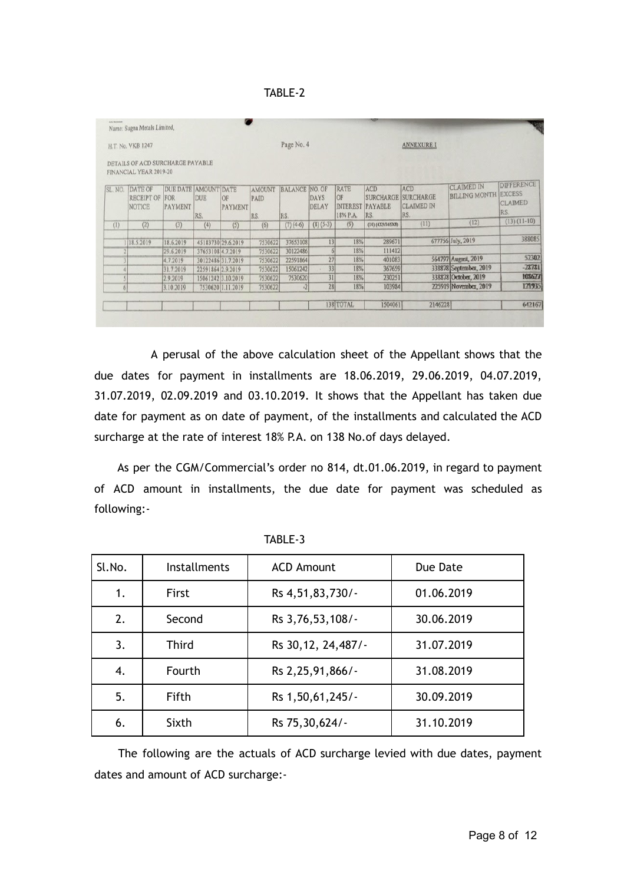TABLE-2

Name: Sugna Metals Limited,

H.T. No. VKB 1247

Page No. 4

ANNEXURE I

DETAILS OF ACD SURCHARGE PAYABLE FINANCIAL YEAR 2019-20

| SL. NO. | DATE OF RECEIPT OF NOTICE | DUE DATE FOR PAYMENT | AMOUNT DUE RS. | DATE OF PAYMENT | AMOUNT PAID RS. | BALANCE RS. | NO. OF DAYS DELAY | RATE OF INTEREST 18% P.A. | ACD SURCHARGE PAYABLE RS. | ACD SURCHARGE CLAIMED IN RS. | CLAIMED IN BILLING MONTH | DIFFERENCE EXCESS CLAIMED RS. |
|---|---|---|---|---|---|---|---|---|---|---|---|---|
| (1) | (2) | (3) | (4) | (5) | (6) | (7) (4-6) | (8) (5-3) | (9) | (10) (4X9/365X8) | (11) | (12) | (13) (11-10) |
| 1 | 18.5.2019 | 18.6.2019 | 45183730 | 29.6.2019 | 7530622 | 37653108 | 13 | 18% | 289671 | 677756 | July, 2019 | 388085 |
| 2 | | 29.6.2019 | 37653108 | 4.7.2019 | 7530622 | 30122486 | 6 | 18% | 111412 | | | |
| 3 | | 4.7.2019 | 30122486 | 31.7.2019 | 7530622 | 22591864 | 27 | 18% | 401083 | 564797 | August, 2019 | 52302 |
| 4 | | 31.7.2019 | 22591864 | 2.9.2019 | 7530622 | 15061242 | 33 | 18% | 367659 | 338878 | September, 2019 | -28781 |
| 5 | | 2.9.2019 | 15061242 | 3.10.2019 | 7530622 | 7530620 | 31 | 18% | 230251 | 338878 | October, 2019 | 108627 |
| 6 | | 3.10.2019 | 7530620 | 1.11.2019 | 7530622 | -2 | 28 | 18% | 103984 | 225919 | November, 2019 | 121935 |
| | | | | | | | 138 | TOTAL | 1504061 | 2146228 | | 642167 |

A perusal of the above calculation sheet of the Appellant shows that the due dates for payment in installments are 18.06.2019, 29.06.2019, 04.07.2019, 31.07.2019, 02.09.2019 and 03.10.2019. It shows that the Appellant has taken due date for payment as on date of payment, of the installments and calculated the ACD surcharge at the rate of interest 18% P.A. on 138 No.of days delayed.

As per the CGM/Commercial's order no 814, dt.01.06.2019, in regard to payment of ACD amount in installments, the due date for payment was scheduled as following:-

TABLE-3

| Sl.No. | Installments | ACD Amount | Due Date |
|---|---|---|---|
| 1. | First | Rs 4,51,83,730/- | 01.06.2019 |
| 2. | Second | Rs 3,76,53,108/- | 30.06.2019 |
| 3. | Third | Rs 30,12, 24,487/- | 31.07.2019 |
| 4. | Fourth | Rs 2,25,91,866/- | 31.08.2019 |
| 5. | Fifth | Rs 1,50,61,245/- | 30.09.2019 |
| 6. | Sixth | Rs 75,30,624/- | 31.10.2019 |

The following are the actuals of ACD surcharge levied with due dates, payment dates and amount of ACD surcharge:-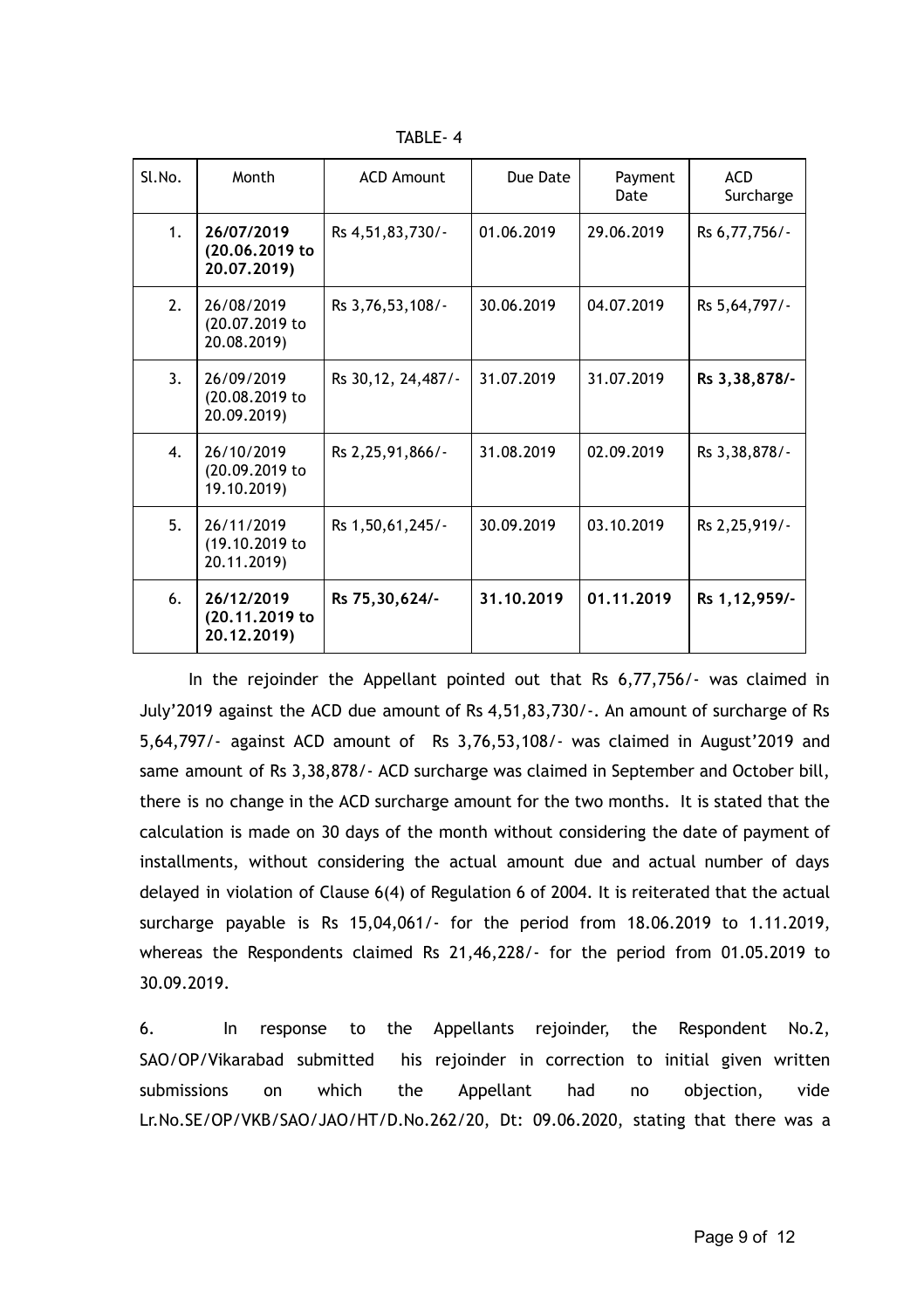TABLE- 4

| Sl.No. | Month | ACD Amount | Due Date | Payment Date | ACD Surcharge |
|---|---|---|---|---|---|
| 1. | **26/07/2019 (20.06.2019 to 20.07.2019)** | Rs 4,51,83,730/- | 01.06.2019 | 29.06.2019 | Rs 6,77,756/- |
| 2. | 26/08/2019 (20.07.2019 to 20.08.2019) | Rs 3,76,53,108/- | 30.06.2019 | 04.07.2019 | Rs 5,64,797/- |
| 3. | 26/09/2019 (20.08.2019 to 20.09.2019) | Rs 30,12, 24,487/- | 31.07.2019 | 31.07.2019 | **Rs 3,38,878/-** |
| 4. | 26/10/2019 (20.09.2019 to 19.10.2019) | Rs 2,25,91,866/- | 31.08.2019 | 02.09.2019 | Rs 3,38,878/- |
| 5. | 26/11/2019 (19.10.2019 to 20.11.2019) | Rs 1,50,61,245/- | 30.09.2019 | 03.10.2019 | Rs 2,25,919/- |
| 6. | **26/12/2019 (20.11.2019 to 20.12.2019)** | **Rs 75,30,624/-** | **31.10.2019** | **01.11.2019** | **Rs 1,12,959/-** |

In the rejoinder the Appellant pointed out that Rs 6,77,756/- was claimed in July'2019 against the ACD due amount of Rs 4,51,83,730/-. An amount of surcharge of Rs 5,64,797/- against ACD amount of Rs 3,76,53,108/- was claimed in August'2019 and same amount of Rs 3,38,878/- ACD surcharge was claimed in September and October bill, there is no change in the ACD surcharge amount for the two months. It is stated that the calculation is made on 30 days of the month without considering the date of payment of installments, without considering the actual amount due and actual number of days delayed in violation of Clause 6(4) of Regulation 6 of 2004. It is reiterated that the actual surcharge payable is Rs 15,04,061/- for the period from 18.06.2019 to 1.11.2019, whereas the Respondents claimed Rs 21,46,228/- for the period from 01.05.2019 to 30.09.2019.

6. In response to the Appellants rejoinder, the Respondent No.2, SAO/OP/Vikarabad submitted his rejoinder in correction to initial given written submissions on which the Appellant had no objection, vide Lr.No.SE/OP/VKB/SAO/JAO/HT/D.No.262/20, Dt: 09.06.2020, stating that there was a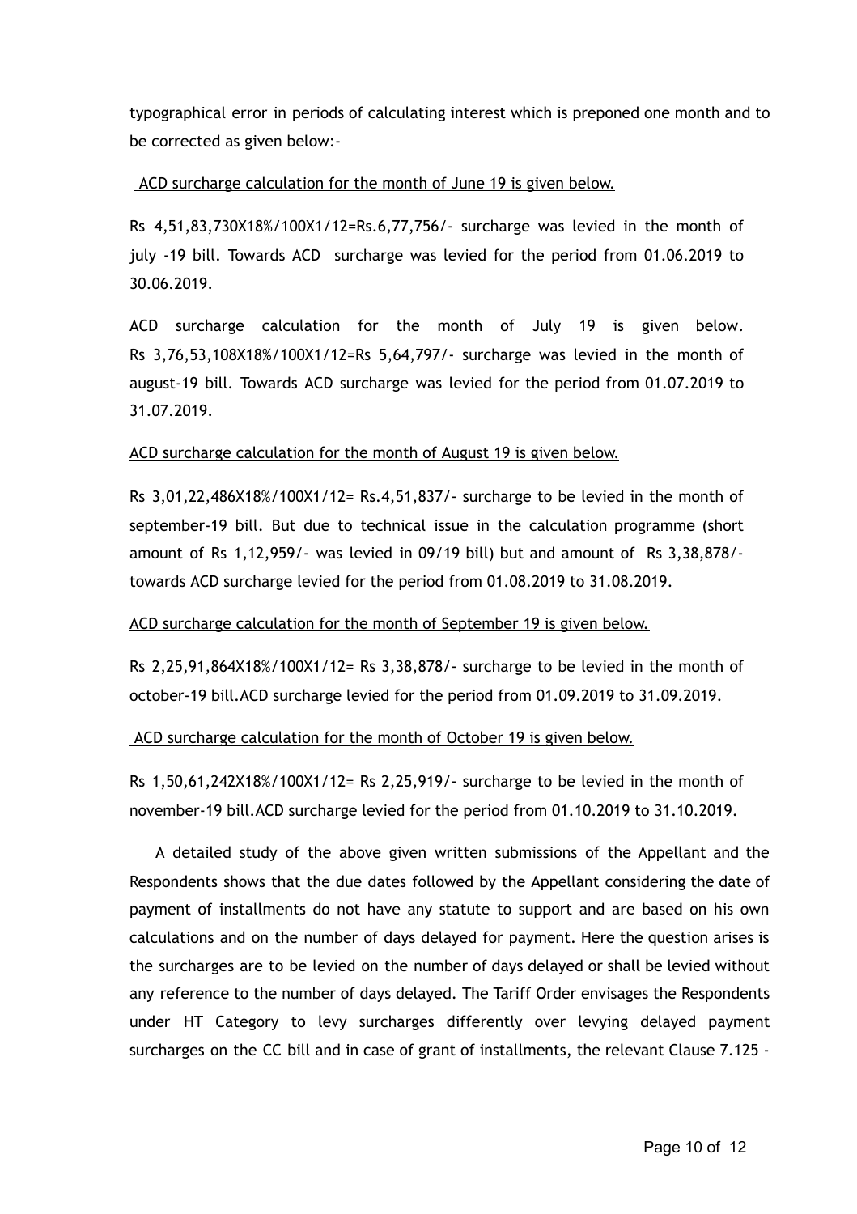typographical error in periods of calculating interest which is preponed one month and to be corrected as given below:-

ACD surcharge calculation for the month of June 19 is given below.

Rs 4,51,83,730X18%/100X1/12=Rs.6,77,756/- surcharge was levied in the month of july -19 bill. Towards ACD surcharge was levied for the period from 01.06.2019 to 30.06.2019.

ACD surcharge calculation for the month of July 19 is given below. Rs 3,76,53,108X18%/100X1/12=Rs 5,64,797/- surcharge was levied in the month of august-19 bill. Towards ACD surcharge was levied for the period from 01.07.2019 to 31.07.2019.

ACD surcharge calculation for the month of August 19 is given below.

Rs 3,01,22,486X18%/100X1/12= Rs.4,51,837/- surcharge to be levied in the month of september-19 bill. But due to technical issue in the calculation programme (short amount of Rs 1,12,959/- was levied in 09/19 bill) but and amount of Rs 3,38,878/- towards ACD surcharge levied for the period from 01.08.2019 to 31.08.2019.

ACD surcharge calculation for the month of September 19 is given below.

Rs 2,25,91,864X18%/100X1/12= Rs 3,38,878/- surcharge to be levied in the month of october-19 bill.ACD surcharge levied for the period from 01.09.2019 to 31.09.2019.

ACD surcharge calculation for the month of October 19 is given below.

Rs 1,50,61,242X18%/100X1/12= Rs 2,25,919/- surcharge to be levied in the month of november-19 bill.ACD surcharge levied for the period from 01.10.2019 to 31.10.2019.

A detailed study of the above given written submissions of the Appellant and the Respondents shows that the due dates followed by the Appellant considering the date of payment of installments do not have any statute to support and are based on his own calculations and on the number of days delayed for payment. Here the question arises is the surcharges are to be levied on the number of days delayed or shall be levied without any reference to the number of days delayed. The Tariff Order envisages the Respondents under HT Category to levy surcharges differently over levying delayed payment surcharges on the CC bill and in case of grant of installments, the relevant Clause 7.125 -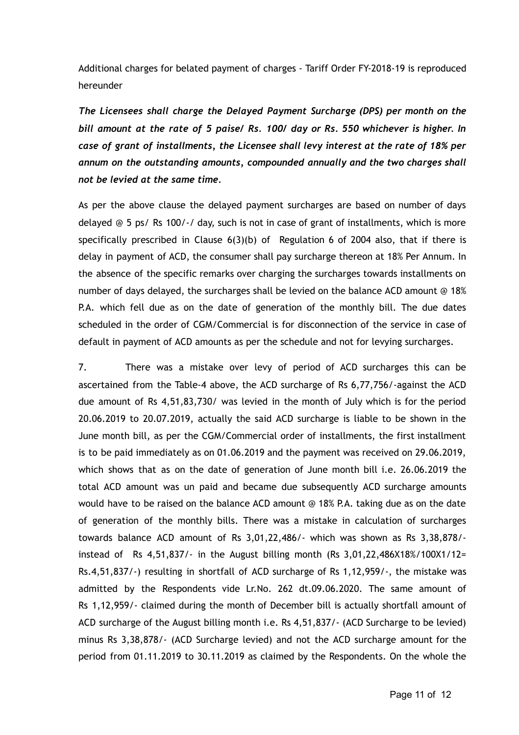Additional charges for belated payment of charges - Tariff Order FY-2018-19 is reproduced hereunder

***The Licensees shall charge the Delayed Payment Surcharge (DPS) per month on the bill amount at the rate of 5 paise/ Rs. 100/ day or Rs. 550 whichever is higher. In case of grant of installments, the Licensee shall levy interest at the rate of 18% per annum on the outstanding amounts, compounded annually and the two charges shall not be levied at the same time.***

As per the above clause the delayed payment surcharges are based on number of days delayed @ 5 ps/ Rs 100/-/ day, such is not in case of grant of installments, which is more specifically prescribed in Clause 6(3)(b) of Regulation 6 of 2004 also, that if there is delay in payment of ACD, the consumer shall pay surcharge thereon at 18% Per Annum. In the absence of the specific remarks over charging the surcharges towards installments on number of days delayed, the surcharges shall be levied on the balance ACD amount @ 18% P.A. which fell due as on the date of generation of the monthly bill. The due dates scheduled in the order of CGM/Commercial is for disconnection of the service in case of default in payment of ACD amounts as per the schedule and not for levying surcharges.

7. There was a mistake over levy of period of ACD surcharges this can be ascertained from the Table-4 above, the ACD surcharge of Rs 6,77,756/-against the ACD due amount of Rs 4,51,83,730/ was levied in the month of July which is for the period 20.06.2019 to 20.07.2019, actually the said ACD surcharge is liable to be shown in the June month bill, as per the CGM/Commercial order of installments, the first installment is to be paid immediately as on 01.06.2019 and the payment was received on 29.06.2019, which shows that as on the date of generation of June month bill i.e. 26.06.2019 the total ACD amount was un paid and became due subsequently ACD surcharge amounts would have to be raised on the balance ACD amount @ 18% P.A. taking due as on the date of generation of the monthly bills. There was a mistake in calculation of surcharges towards balance ACD amount of Rs 3,01,22,486/- which was shown as Rs 3,38,878/- instead of Rs 4,51,837/- in the August billing month (Rs 3,01,22,486X18%/100X1/12= Rs.4,51,837/-) resulting in shortfall of ACD surcharge of Rs 1,12,959/-, the mistake was admitted by the Respondents vide Lr.No. 262 dt.09.06.2020. The same amount of Rs 1,12,959/- claimed during the month of December bill is actually shortfall amount of ACD surcharge of the August billing month i.e. Rs 4,51,837/- (ACD Surcharge to be levied) minus Rs 3,38,878/- (ACD Surcharge levied) and not the ACD surcharge amount for the period from 01.11.2019 to 30.11.2019 as claimed by the Respondents. On the whole the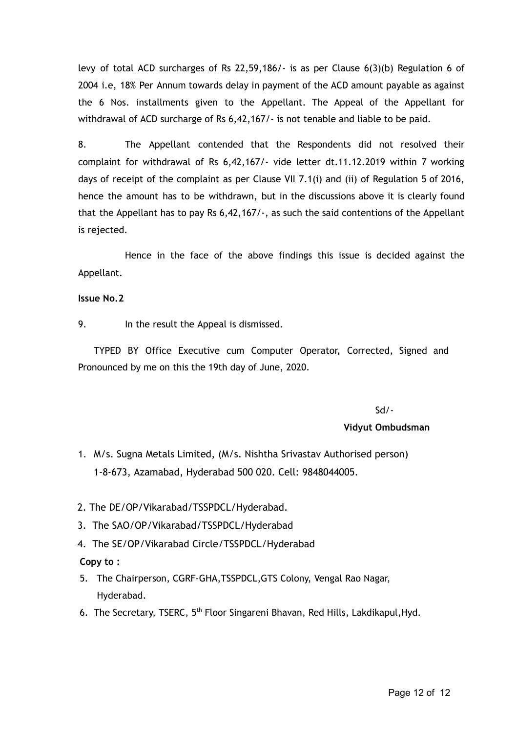levy of total ACD surcharges of Rs 22,59,186/- is as per Clause 6(3)(b) Regulation 6 of 2004 i.e, 18% Per Annum towards delay in payment of the ACD amount payable as against the 6 Nos. installments given to the Appellant. The Appeal of the Appellant for withdrawal of ACD surcharge of Rs 6,42,167/- is not tenable and liable to be paid.

8. The Appellant contended that the Respondents did not resolved their complaint for withdrawal of Rs 6,42,167/- vide letter dt.11.12.2019 within 7 working days of receipt of the complaint as per Clause VII 7.1(i) and (ii) of Regulation 5 of 2016, hence the amount has to be withdrawn, but in the discussions above it is clearly found that the Appellant has to pay Rs 6,42,167/-, as such the said contentions of the Appellant is rejected.

Hence in the face of the above findings this issue is decided against the Appellant.

**Issue No.2**

9. In the result the Appeal is dismissed.

TYPED BY Office Executive cum Computer Operator, Corrected, Signed and Pronounced by me on this the 19th day of June, 2020.

Sd/-

**Vidyut Ombudsman**

1. M/s. Sugna Metals Limited, (M/s. Nishtha Srivastav Authorised person) 1-8-673, Azamabad, Hyderabad 500 020. Cell: 9848044005.
2. The DE/OP/Vikarabad/TSSPDCL/Hyderabad.
3. The SAO/OP/Vikarabad/TSSPDCL/Hyderabad
4. The SE/OP/Vikarabad Circle/TSSPDCL/Hyderabad

**Copy to :**

5. The Chairperson, CGRF-GHA,TSSPDCL,GTS Colony, Vengal Rao Nagar, Hyderabad.
6. The Secretary, TSERC, 5th Floor Singareni Bhavan, Red Hills, Lakdikapul,Hyd.